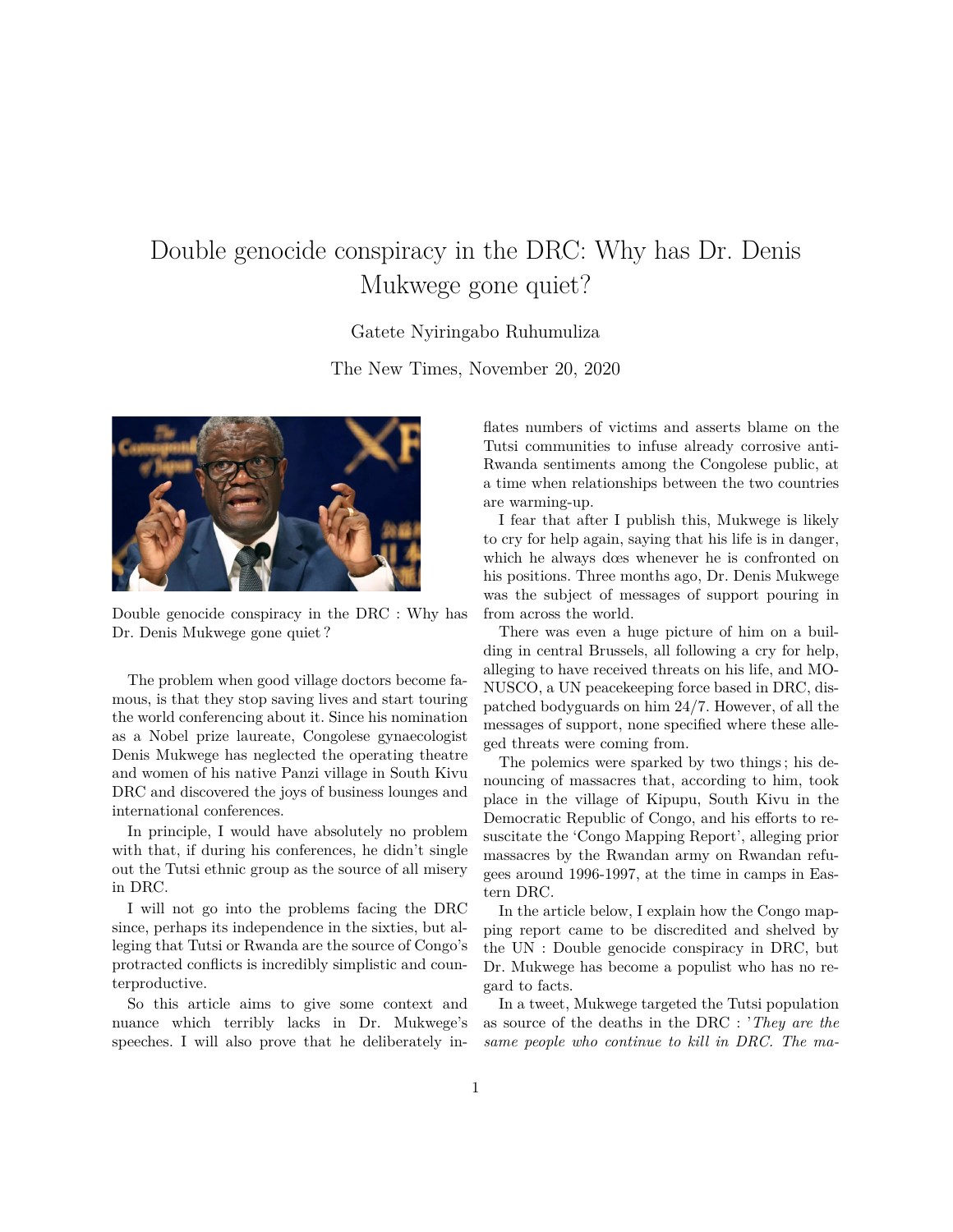# Double genocide conspiracy in the DRC: Why has Dr. Denis Mukwege gone quiet?

Gatete Nyiringabo Ruhumuliza

The New Times, November 20, 2020

Double genocide conspiracy in the DRC : Why has Dr. Denis Mukwege gone quiet ?

The problem when good village doctors become famous, is that they stop saving lives and start touring the world conferencing about it. Since his nomination as a Nobel prize laureate, Congolese gynaecologist Denis Mukwege has neglected the operating theatre and women of his native Panzi village in South Kivu DRC and discovered the joys of business lounges and international conferences.

In principle, I would have absolutely no problem with that, if during his conferences, he didn't single out the Tutsi ethnic group as the source of all misery in DRC.

I will not go into the problems facing the DRC since, perhaps its independence in the sixties, but alleging that Tutsi or Rwanda are the source of Congo's protracted conflicts is incredibly simplistic and counterproductive.

So this article aims to give some context and nuance which terribly lacks in Dr. Mukwege's speeches. I will also prove that he deliberately inflates numbers of victims and asserts blame on the Tutsi communities to infuse already corrosive anti-Rwanda sentiments among the Congolese public, at a time when relationships between the two countries are warming-up.

I fear that after I publish this, Mukwege is likely to cry for help again, saying that his life is in danger, which he always dœs whenever he is confronted on his positions. Three months ago, Dr. Denis Mukwege was the subject of messages of support pouring in from across the world.

There was even a huge picture of him on a building in central Brussels, all following a cry for help, alleging to have received threats on his life, and MONUSCO, a UN peacekeeping force based in DRC, dispatched bodyguards on him 24/7. However, of all the messages of support, none specified where these alleged threats were coming from.

The polemics were sparked by two things ; his denouncing of massacres that, according to him, took place in the village of Kipupu, South Kivu in the Democratic Republic of Congo, and his efforts to resuscitate the 'Congo Mapping Report', alleging prior massacres by the Rwandan army on Rwandan refugees around 1996-1997, at the time in camps in Eastern DRC.

In the article below, I explain how the Congo mapping report came to be discredited and shelved by the UN : Double genocide conspiracy in DRC, but Dr. Mukwege has become a populist who has no regard to facts.

In a tweet, Mukwege targeted the Tutsi population as source of the deaths in the DRC : '*They are the same people who continue to kill in DRC. The ma-*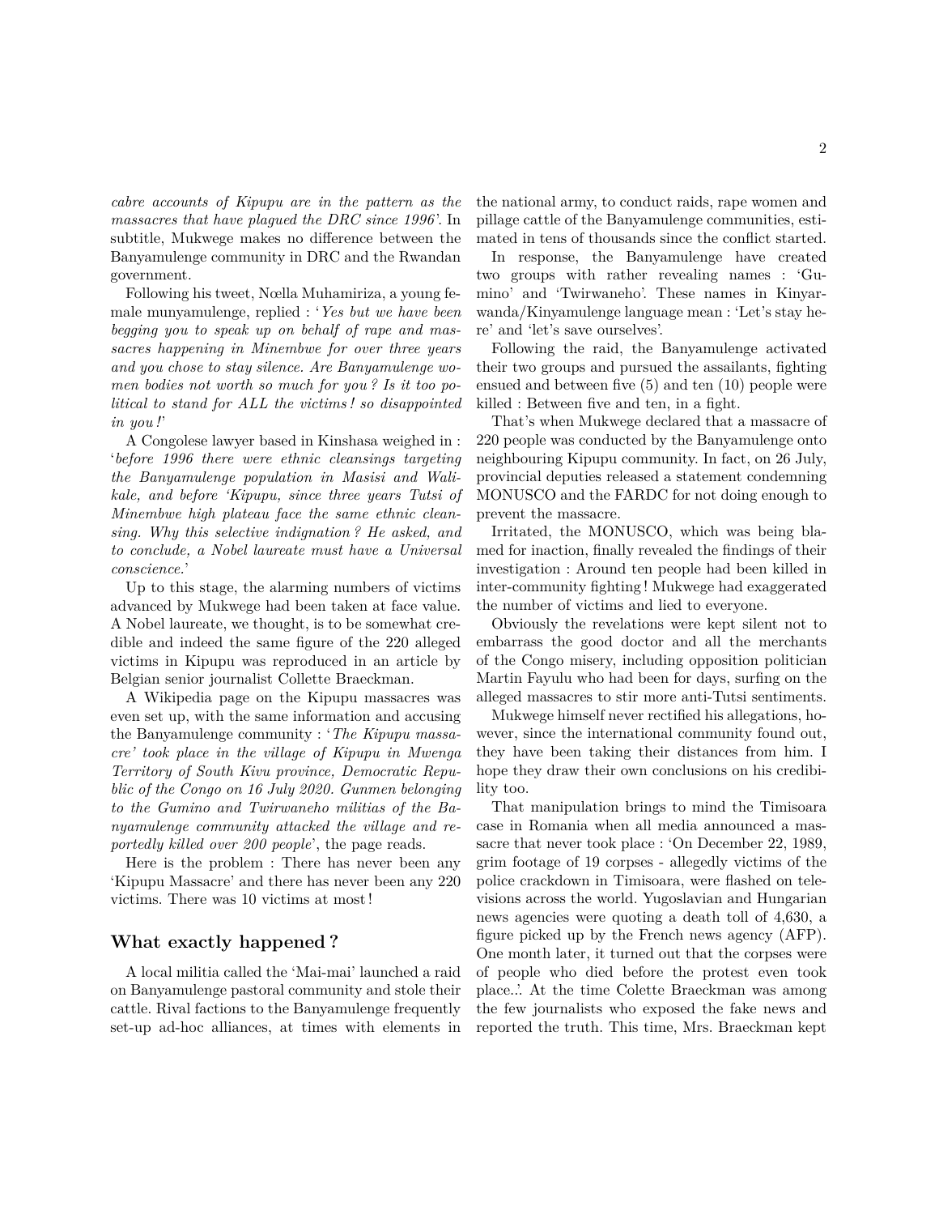*cabre accounts of Kipupu are in the pattern as the massacres that have plagued the DRC since 1996'*. In subtitle, Mukwege makes no difference between the Banyamulenge community in DRC and the Rwandan government.

Following his tweet, Nœlla Muhamiriza, a young female munyamulenge, replied : '*Yes but we have been begging you to speak up on behalf of rape and massacres happening in Minembwe for over three years and you chose to stay silence. Are Banyamulenge women bodies not worth so much for you ? Is it too political to stand for ALL the victims ! so disappointed in you !*'

A Congolese lawyer based in Kinshasa weighed in : '*before 1996 there were ethnic cleansings targeting the Banyamulenge population in Masisi and Walikale, and before 'Kipupu, since three years Tutsi of Minembwe high plateau face the same ethnic cleansing. Why this selective indignation ? He asked, and to conclude, a Nobel laureate must have a Universal conscience.*'

Up to this stage, the alarming numbers of victims advanced by Mukwege had been taken at face value. A Nobel laureate, we thought, is to be somewhat credible and indeed the same figure of the 220 alleged victims in Kipupu was reproduced in an article by Belgian senior journalist Collette Braeckman.

A Wikipedia page on the Kipupu massacres was even set up, with the same information and accusing the Banyamulenge community : '*The Kipupu massacre' took place in the village of Kipupu in Mwenga Territory of South Kivu province, Democratic Republic of the Congo on 16 July 2020. Gunmen belonging to the Gumino and Twirwaneho militias of the Banyamulenge community attacked the village and reportedly killed over 200 people*', the page reads.

Here is the problem : There has never been any 'Kipupu Massacre' and there has never been any 220 victims. There was 10 victims at most !

## What exactly happened ?

A local militia called the 'Mai-mai' launched a raid on Banyamulenge pastoral community and stole their cattle. Rival factions to the Banyamulenge frequently set-up ad-hoc alliances, at times with elements in the national army, to conduct raids, rape women and pillage cattle of the Banyamulenge communities, estimated in tens of thousands since the conflict started.

In response, the Banyamulenge have created two groups with rather revealing names : 'Gumino' and 'Twirwaneho'. These names in Kinyarwanda/Kinyamulenge language mean : 'Let's stay here' and 'let's save ourselves'.

Following the raid, the Banyamulenge activated their two groups and pursued the assailants, fighting ensued and between five (5) and ten (10) people were killed : Between five and ten, in a fight.

That's when Mukwege declared that a massacre of 220 people was conducted by the Banyamulenge onto neighbouring Kipupu community. In fact, on 26 July, provincial deputies released a statement condemning MONUSCO and the FARDC for not doing enough to prevent the massacre.

Irritated, the MONUSCO, which was being blamed for inaction, finally revealed the findings of their investigation : Around ten people had been killed in inter-community fighting ! Mukwege had exaggerated the number of victims and lied to everyone.

Obviously the revelations were kept silent not to embarrass the good doctor and all the merchants of the Congo misery, including opposition politician Martin Fayulu who had been for days, surfing on the alleged massacres to stir more anti-Tutsi sentiments.

Mukwege himself never rectified his allegations, however, since the international community found out, they have been taking their distances from him. I hope they draw their own conclusions on his credibility too.

That manipulation brings to mind the Timisoara case in Romania when all media announced a massacre that never took place : 'On December 22, 1989, grim footage of 19 corpses - allegedly victims of the police crackdown in Timisoara, were flashed on televisions across the world. Yugoslavian and Hungarian news agencies were quoting a death toll of 4,630, a figure picked up by the French news agency (AFP). One month later, it turned out that the corpses were of people who died before the protest even took place..'. At the time Colette Braeckman was among the few journalists who exposed the fake news and reported the truth. This time, Mrs. Braeckman kept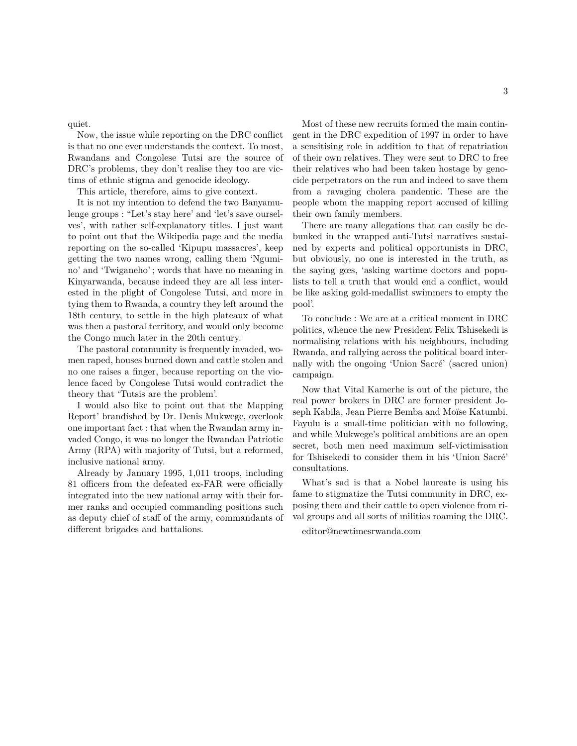quiet.

Now, the issue while reporting on the DRC conflict is that no one ever understands the context. To most, Rwandans and Congolese Tutsi are the source of DRC's problems, they don't realise they too are victims of ethnic stigma and genocide ideology.

This article, therefore, aims to give context.

It is not my intention to defend the two Banyamulenge groups : "Let's stay here' and 'let's save ourselves', with rather self-explanatory titles. I just want to point out that the Wikipedia page and the media reporting on the so-called 'Kipupu massacres', keep getting the two names wrong, calling them 'Ngumino' and 'Twiganeho' ; words that have no meaning in Kinyarwanda, because indeed they are all less interested in the plight of Congolese Tutsi, and more in tying them to Rwanda, a country they left around the 18th century, to settle in the high plateaux of what was then a pastoral territory, and would only become the Congo much later in the 20th century.

The pastoral community is frequently invaded, women raped, houses burned down and cattle stolen and no one raises a finger, because reporting on the violence faced by Congolese Tutsi would contradict the theory that 'Tutsis are the problem'.

I would also like to point out that the Mapping Report' brandished by Dr. Denis Mukwege, overlook one important fact : that when the Rwandan army invaded Congo, it was no longer the Rwandan Patriotic Army (RPA) with majority of Tutsi, but a reformed, inclusive national army.

Already by January 1995, 1,011 troops, including 81 officers from the defeated ex-FAR were officially integrated into the new national army with their former ranks and occupied commanding positions such as deputy chief of staff of the army, commandants of different brigades and battalions.

Most of these new recruits formed the main contingent in the DRC expedition of 1997 in order to have a sensitising role in addition to that of repatriation of their own relatives. They were sent to DRC to free their relatives who had been taken hostage by genocide perpetrators on the run and indeed to save them from a ravaging cholera pandemic. These are the people whom the mapping report accused of killing their own family members.

There are many allegations that can easily be debunked in the wrapped anti-Tutsi narratives sustained by experts and political opportunists in DRC, but obviously, no one is interested in the truth, as the saying gœs, 'asking wartime doctors and populists to tell a truth that would end a conflict, would be like asking gold-medallist swimmers to empty the pool'.

To conclude : We are at a critical moment in DRC politics, whence the new President Felix Tshisekedi is normalising relations with his neighbours, including Rwanda, and rallying across the political board internally with the ongoing 'Union Sacré' (sacred union) campaign.

Now that Vital Kamerhe is out of the picture, the real power brokers in DRC are former president Joseph Kabila, Jean Pierre Bemba and Moïse Katumbi. Fayulu is a small-time politician with no following, and while Mukwege's political ambitions are an open secret, both men need maximum self-victimisation for Tshisekedi to consider them in his 'Union Sacré' consultations.

What's sad is that a Nobel laureate is using his fame to stigmatize the Tutsi community in DRC, exposing them and their cattle to open violence from rival groups and all sorts of militias roaming the DRC.

editor@newtimesrwanda.com